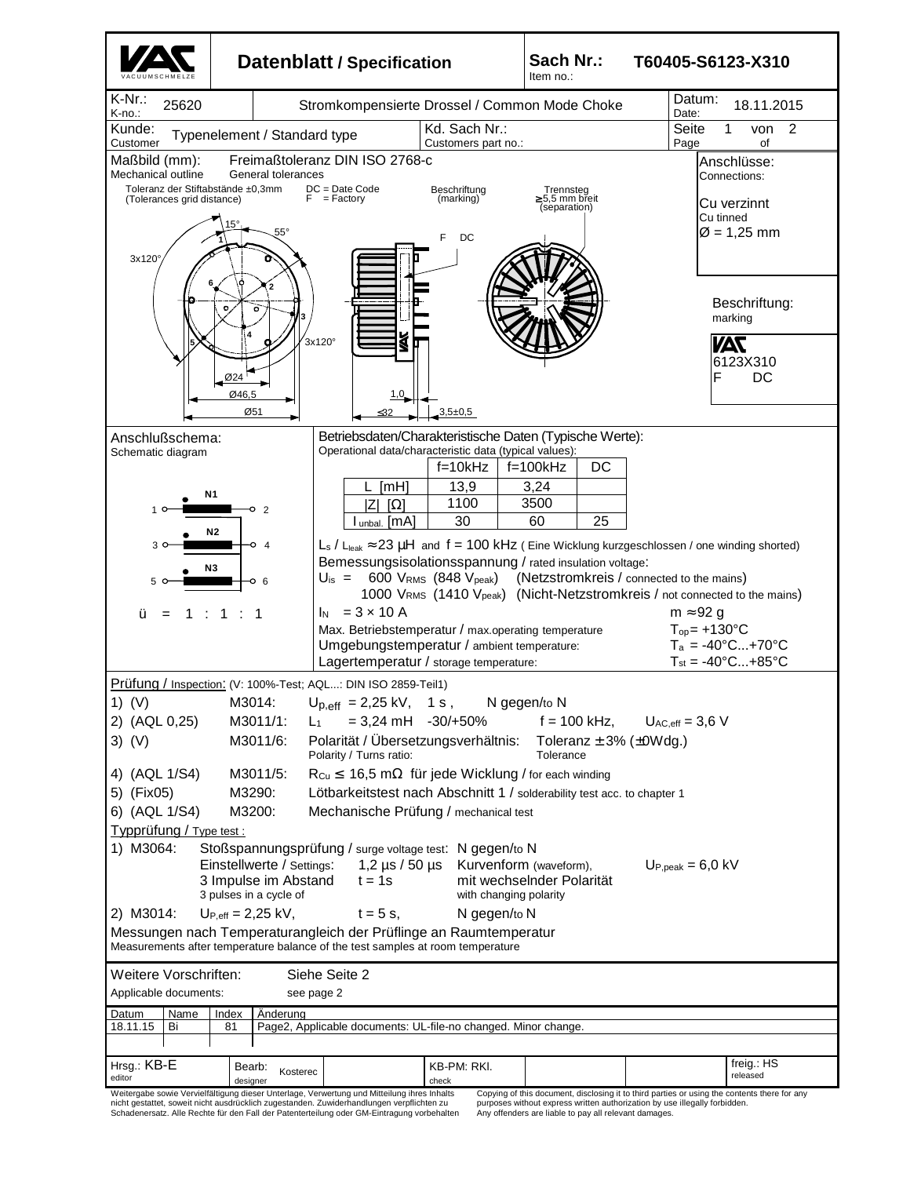# Datenblatt / Specification

**Sach Nr.: / Item no.:** T60405-S6123-X310

| K-Nr.: / K-no.: 25620 | Stromkompensierte Drossel / Common Mode Choke | Datum: / Date: 18.11.2015 |
|---|---|---|
| Kunde: / Customer: Typenelement / Standard type | Kd. Sach Nr.: / Customers part no.: | Seite 1 von 2 / Page of |

## Maßbild (mm): / Mechanical outline

Freimaßtoleranz DIN ISO 2768-c / General tolerances

Toleranz der Stiftabstände ±0,3mm (Tolerances grid distance)

DC = Date Code
F = Factory

Beschriftung (marking)

Trennsteg ≥5,5 mm breit (separation)

15° · 55° · 3x120° · 3x120° · Ø24 · Ø46,5 · Ø51 · 1,0 · ≤32 · 3,5±0,5

**Anschlüsse: / Connections:**

Cu verzinnt
Cu tinned
Ø = 1,25 mm

**Beschriftung: / marking**

VAC
6123X310
F DC

## Anschlußschema: / Schematic diagram

N1: 1 – 2
N2: 3 – 4
N3: 5 – 6

ü = 1 : 1 : 1

## Betriebsdaten/Charakteristische Daten (Typische Werte): / Operational data/characteristic data (typical values):

| | f=10kHz | f=100kHz | DC |
|---|---|---|---|
| L [mH] | 13,9 | 3,24 | |
| \|Z\| [Ω] | 1100 | 3500 | |
| $I_{unbal.}$ [mA] | 30 | 60 | 25 |

$L_s$ / $L_{leak}$ ≈ 23 µH and f = 100 kHz ( Eine Wicklung kurzgeschlossen / one winding shorted)

Bemessungsisolationsspannung / rated insulation voltage:

$U_{is}$ = 600 $V_{RMS}$ (848 $V_{peak}$) (Netzstromkreis / connected to the mains)
1000 $V_{RMS}$ (1410 $V_{peak}$) (Nicht-Netzstromkreis / not connected to the mains)

$I_N$ = 3 × 10 A — m ≈ 92 g

Max. Betriebstemperatur / max.operating temperature: $T_{op}$ = +130°C
Umgebungstemperatur / ambient temperature: $T_a$ = -40°C...+70°C
Lagertemperatur / storage temperature: $T_{st}$ = -40°C...+85°C

## Prüfung / Inspection: (V: 100%-Test; AQL...: DIN ISO 2859-Teil1)

1) (V) M3014: $U_{p,eff}$ = 2,25 kV, 1 s , N gegen/to N
2) (AQL 0,25) M3011/1: $L_1$ = 3,24 mH -30/+50% f = 100 kHz, $U_{AC,eff}$ = 3,6 V
3) (V) M3011/6: Polarität / Übersetzungsverhältnis: / Polarity / Turns ratio: Toleranz ± 3% (±0Wdg.) / Tolerance
4) (AQL 1/S4) M3011/5: $R_{Cu}$ ≤ 16,5 mΩ für jede Wicklung / for each winding
5) (Fix05) M3290: Lötbarkeitstest nach Abschnitt 1 / solderability test acc. to chapter 1
6) (AQL 1/S4) M3200: Mechanische Prüfung / mechanical test

## Typprüfung / Type test :

1) M3064: Stoßspannungsprüfung / surge voltage test: N gegen/to N
Einstellwerte / Settings: 1,2 µs / 50 µs Kurvenform (waveform), $U_{P,peak}$ = 6,0 kV
3 Impulse im Abstand / 3 pulses in a cycle of t = 1s mit wechselnder Polarität / with changing polarity
2) M3014: $U_{P,eff}$ = 2,25 kV, t = 5 s, N gegen/to N

Messungen nach Temperaturangleich der Prüflinge an Raumtemperatur
Measurements after temperature balance of the test samples at room temperature

Weitere Vorschriften: / Applicable documents: Siehe Seite 2 / see page 2

| Datum | Name | Index | Änderung |
|---|---|---|---|
| 18.11.15 | Bi | 81 | Page2, Applicable documents: UL-file-no changed. Minor change. |

| Hrsg.: KB-E / editor | Bearb.: Kosterec / designer | KB-PM: RKI. / check | freig.: HS / released |
|---|---|---|---|

Weitergabe sowie Vervielfältigung dieser Unterlage, Verwertung und Mitteilung ihres Inhalts nicht gestattet, soweit nicht ausdrücklich zugestanden. Zuwiderhandlungen verpflichten zu Schadenersatz. Alle Rechte für den Fall der Patenterteilung oder GM-Eintragung vorbehalten

Copying of this document, disclosing it to third parties or using the contents there for any purposes without express written authorization by use illegally forbidden. Any offenders are liable to pay all relevant damages.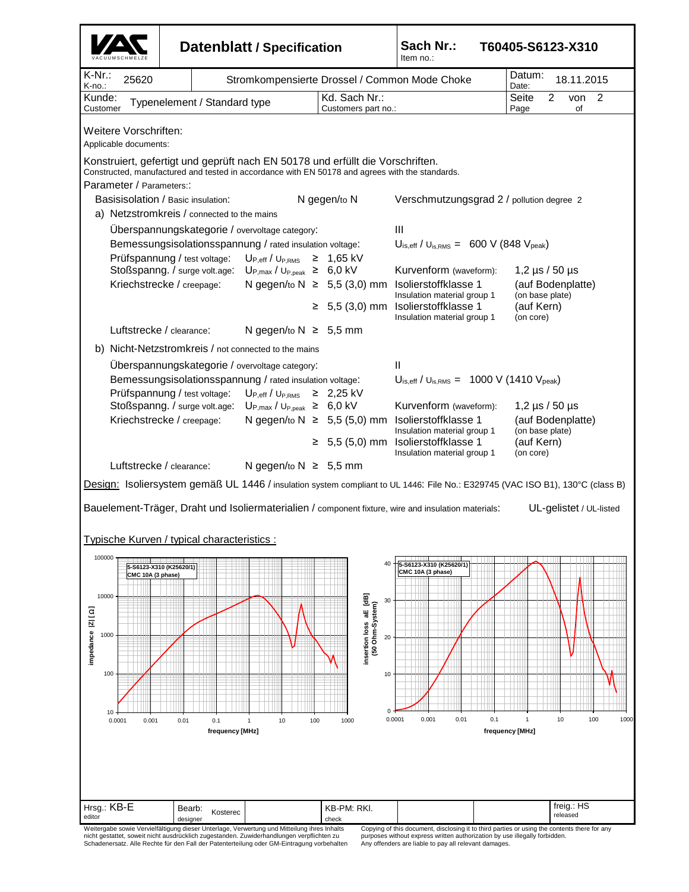| | | | |
|---|---|---|---|
| VAC VACUUMSCHMELZE | **Datenblatt / Specification** | **Sach Nr.:** Item no.: | **T60405-S6123-X310** |
| K-Nr.: K-no.: 25620 | Stromkompensierte Drossel / Common Mode Choke | | Datum: Date: 18.11.2015 |
| Kunde: Customer: Typenelement / Standard type | Kd. Sach Nr.: Customers part no.: | | Seite Page 2 von of 2 |

Weitere Vorschriften:
Applicable documents:

Konstruiert, gefertigt und geprüft nach EN 50178 und erfüllt die Vorschriften.
Constructed, manufactured and tested in accordance with EN 50178 and agrees with the standards.

Parameter / Parameters::

Basisisolation / Basic insulation: N gegen/to N — Verschmutzungsgrad 2 / pollution degree 2

a) Netzstromkreis / connected to the mains

| | | | | |
|---|---|---|---|---|
| Überspannungskategorie / overvoltage category: | | | III | |
| Bemessungsisolationsspannung / rated insulation voltage: | | | $U_{is,eff}$ / $U_{is,RMS}$ = 600 V (848 $V_{peak}$) | |
| Prüfspannung / test voltage: | $U_{P,eff}$ / $U_{P,RMS}$ | ≥ 1,65 kV | | |
| Stoßspanng. / surge volt.age: | $U_{P,max}$ / $U_{P,peak}$ | ≥ 6,0 kV | Kurvenform (waveform): | 1,2 µs / 50 µs |
| Kriechstrecke / creepage: | N gegen/to N | ≥ 5,5 (3,0) mm | Isolierstoffklasse 1 Insulation material group 1 | (auf Bodenplatte) (on base plate) |
| | | ≥ 5,5 (3,0) mm | Isolierstoffklasse 1 Insulation material group 1 | (auf Kern) (on core) |
| Luftstrecke / clearance: | N gegen/to N | ≥ 5,5 mm | | |

b) Nicht-Netzstromkreis / not connected to the mains

| | | | | |
|---|---|---|---|---|
| Überspannungskategorie / overvoltage category: | | | II | |
| Bemessungsisolationsspannung / rated insulation voltage: | | | $U_{is,eff}$ / $U_{is,RMS}$ = 1000 V (1410 $V_{peak}$) | |
| Prüfspannung / test voltage: | $U_{P,eff}$ / $U_{P,RMS}$ | ≥ 2,25 kV | | |
| Stoßspanng. / surge volt.age: | $U_{P,max}$ / $U_{P,peak}$ | ≥ 6,0 kV | Kurvenform (waveform): | 1,2 µs / 50 µs |
| Kriechstrecke / creepage: | N gegen/to N | ≥ 5,5 (5,0) mm | Isolierstoffklasse 1 Insulation material group 1 | (auf Bodenplatte) (on base plate) |
| | | ≥ 5,5 (5,0) mm | Isolierstoffklasse 1 Insulation material group 1 | (auf Kern) (on core) |
| Luftstrecke / clearance: | N gegen/to N | ≥ 5,5 mm | | |

Design: Isoliersystem gemäß UL 1446 / insulation system compliant to UL 1446: File No.: E329745 (VAC ISO B1), 130°C (class B)

Bauelement-Träger, Draht und Isoliermaterialien / component fixture, wire and insulation materials: UL-gelistet / UL-listed

Typische Kurven / typical characteristics :

5-S6123-X310 (K25620/1)
CMC 10A (3 phase)
impedance |Z| [Ω]
100000
10000
1000
100
10
0.0001 0.001 0.01 0.1 1 10 100 1000
frequency [MHz]

5-S6123-X310 (K25620/1)
CMC 10A (3 phase)
insertion loss aE [dB] (50 Ohm-System)
40
30
20
10
0
0.0001 0.001 0.01 0.1 1 10 100 1000
frequency [MHz]

| | | | | | |
|---|---|---|---|---|---|
| Hrsg.: KB-E editor | Bearb: designer Kosterec | | KB-PM: RKI. check | | freig.: HS released |

Weitergabe sowie Vervielfältigung dieser Unterlage, Verwertung und Mitteilung ihres Inhalts nicht gestattet, soweit nicht ausdrücklich zugestanden. Zuwiderhandlungen verpflichten zu Schadenersatz. Alle Rechte für den Fall der Patenterteilung oder GM-Eintragung vorbehalten

Copying of this document, disclosing it to third parties or using the contents there for any purposes without express written authorization by use illegally forbidden. Any offenders are liable to pay all relevant damages.